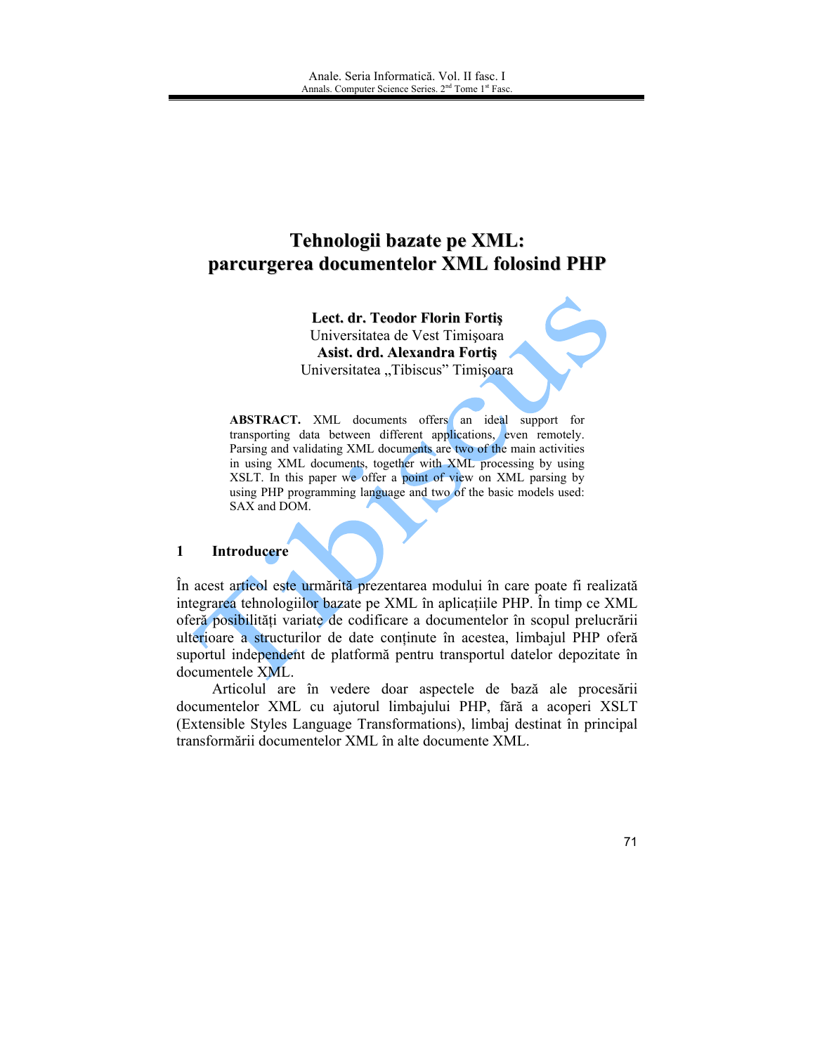# Tehnologii bazate pe XML: parcurgerea documentelor XML folosind PHP

**Lect. dr. Teodor Florin Fortiş**
Universitatea de Vest Timişoara
**Asist. drd. Alexandra Fortiş**
Universitatea „Tibiscus" Timişoara

**ABSTRACT.** XML documents offers an ideal support for transporting data between different applications, even remotely. Parsing and validating XML documents are two of the main activities in using XML documents, together with XML processing by using XSLT. In this paper we offer a point of view on XML parsing by using PHP programming language and two of the basic models used: SAX and DOM.

## 1 Introducere

În acest articol este urmărită prezentarea modului în care poate fi realizată integrarea tehnologiilor bazate pe XML în aplicațiile PHP. În timp ce XML oferă posibilități variate de codificare a documentelor în scopul prelucrării ulterioare a structurilor de date conținute în acestea, limbajul PHP oferă suportul independent de platformă pentru transportul datelor depozitate în documentele XML.

Articolul are în vedere doar aspectele de bază ale procesării documentelor XML cu ajutorul limbajului PHP, fără a acoperi XSLT (Extensible Styles Language Transformations), limbaj destinat în principal transformării documentelor XML în alte documente XML.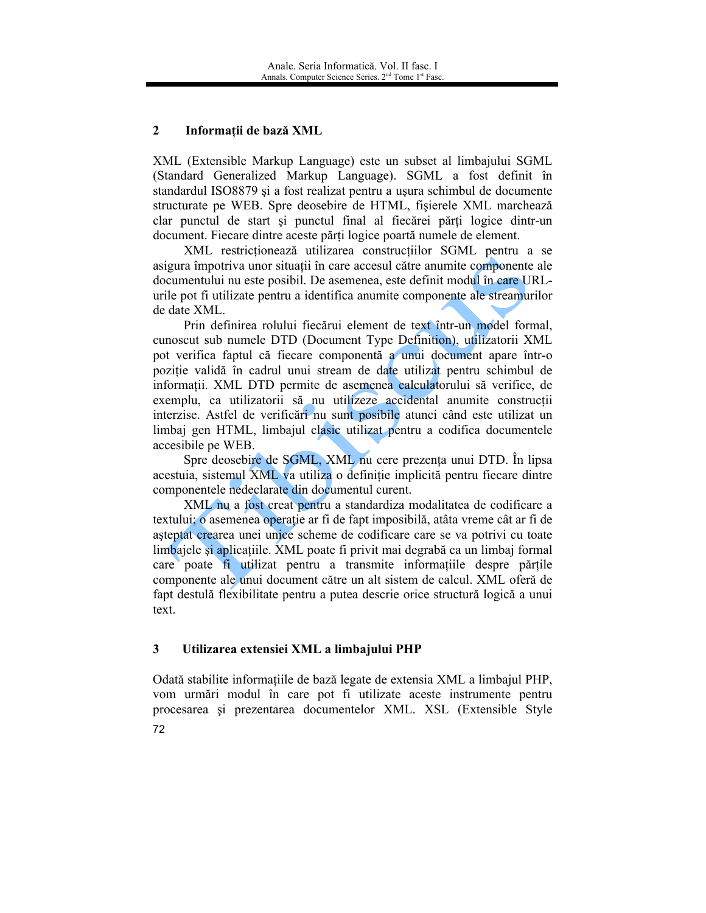## 2 Informații de bază XML

XML (Extensible Markup Language) este un subset al limbajului SGML (Standard Generalized Markup Language). SGML a fost definit în standardul ISO8879 şi a fost realizat pentru a uşura schimbul de documente structurate pe WEB. Spre deosebire de HTML, fişierele XML marchează clar punctul de start şi punctul final al fiecărei părți logice dintr-un document. Fiecare dintre aceste părți logice poartă numele de element.

XML restricționează utilizarea construcțiilor SGML pentru a se asigura împotriva unor situații în care accesul către anumite componente ale documentului nu este posibil. De asemenea, este definit modul în care URL-urile pot fi utilizate pentru a identifica anumite componente ale streamurilor de date XML.

Prin definirea rolului fiecărui element de text într-un model formal, cunoscut sub numele DTD (Document Type Definition), utilizatorii XML pot verifica faptul că fiecare componentă a unui document apare într-o poziție validă în cadrul unui stream de date utilizat pentru schimbul de informații. XML DTD permite de asemenea calculatorului să verifice, de exemplu, ca utilizatorii să nu utilizeze accidental anumite construcții interzise. Astfel de verificări nu sunt posibile atunci când este utilizat un limbaj gen HTML, limbajul clasic utilizat pentru a codifica documentele accesibile pe WEB.

Spre deosebire de SGML, XML nu cere prezența unui DTD. În lipsa acestuia, sistemul XML va utiliza o definiție implicită pentru fiecare dintre componentele nedeclarate din documentul curent.

XML nu a fost creat pentru a standardiza modalitatea de codificare a textului; o asemenea operație ar fi de fapt imposibilă, atâta vreme cât ar fi de aşteptat crearea unei unice scheme de codificare care se va potrivi cu toate limbajele şi aplicațiile. XML poate fi privit mai degrabă ca un limbaj formal care poate fi utilizat pentru a transmite informațiile despre părțile componente ale unui document către un alt sistem de calcul. XML oferă de fapt destulă flexibilitate pentru a putea descrie orice structură logică a unui text.

## 3 Utilizarea extensiei XML a limbajului PHP

Odată stabilite informațiile de bază legate de extensia XML a limbajul PHP, vom urmări modul în care pot fi utilizate aceste instrumente pentru procesarea şi prezentarea documentelor XML. XSL (Extensible Style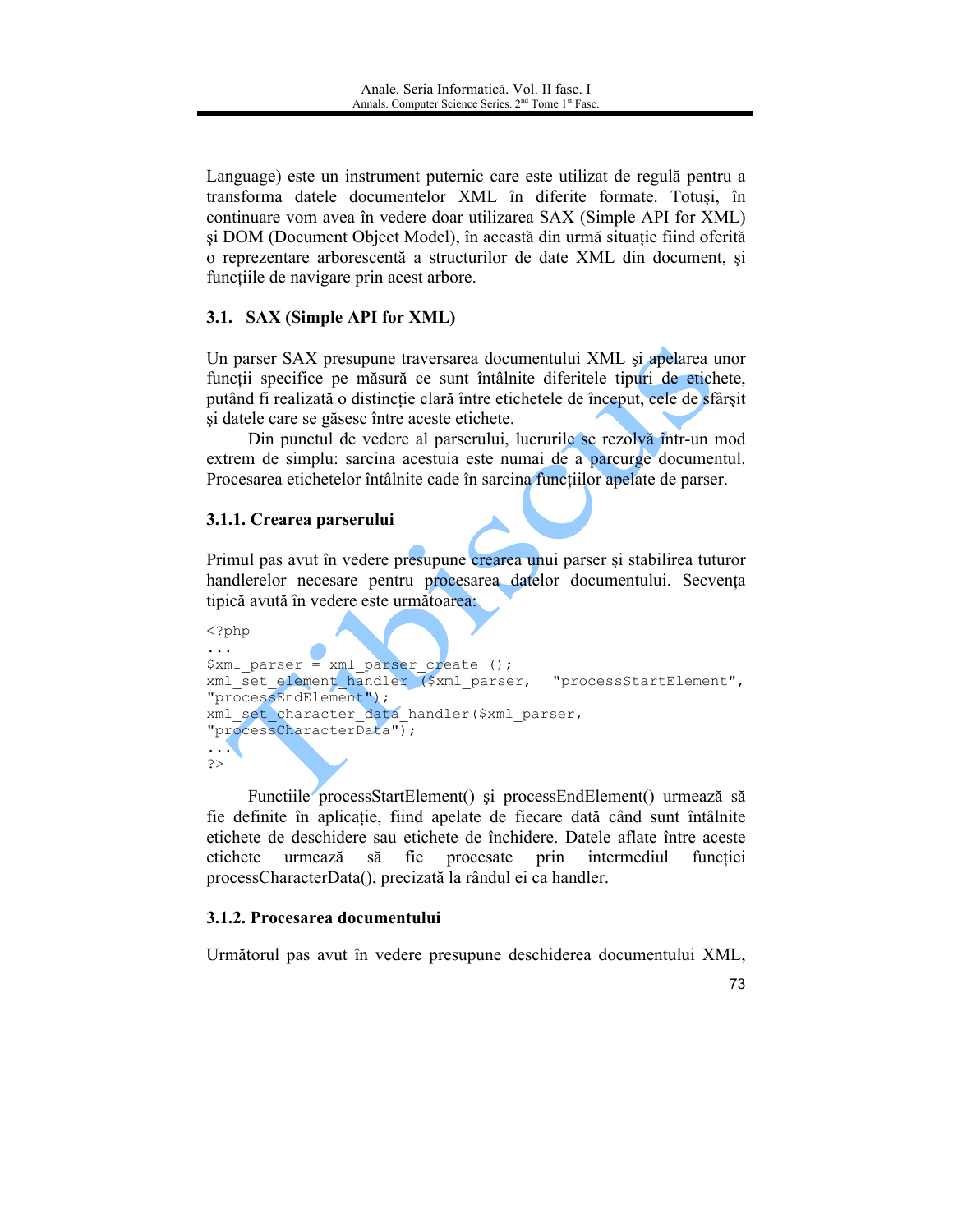Language) este un instrument puternic care este utilizat de regulă pentru a transforma datele documentelor XML în diferite formate. Totuşi, în continuare vom avea în vedere doar utilizarea SAX (Simple API for XML) şi DOM (Document Object Model), în această din urmă situație fiind oferită o reprezentare arborescentă a structurilor de date XML din document, şi funcțiile de navigare prin acest arbore.

## 3.1. SAX (Simple API for XML)

Un parser SAX presupune traversarea documentului XML şi apelarea unor funcții specifice pe măsură ce sunt întâlnite diferitele tipuri de etichete, putând fi realizată o distincție clară între etichetele de început, cele de sfârşit şi datele care se găsesc între aceste etichete.

Din punctul de vedere al parserului, lucrurile se rezolvă într-un mod extrem de simplu: sarcina acestuia este numai de a parcurge documentul. Procesarea etichetelor întâlnite cade în sarcina funcțiilor apelate de parser.

### 3.1.1. Crearea parserului

Primul pas avut în vedere presupune crearea unui parser şi stabilirea tuturor handlerelor necesare pentru procesarea datelor documentului. Secvența tipică avută în vedere este următoarea:

```
<?php
...
$xml_parser = xml_parser_create ();
xml_set_element_handler ($xml_parser,   "processStartElement",
"processEndElement");
xml_set_character_data_handler($xml_parser,
"processCharacterData");
...
?>
```

Functiile processStartElement() şi processEndElement() urmează să fie definite în aplicație, fiind apelate de fiecare dată când sunt întâlnite etichete de deschidere sau etichete de închidere. Datele aflate între aceste etichete urmează să fie procesate prin intermediul funcției processCharacterData(), precizată la rândul ei ca handler.

### 3.1.2. Procesarea documentului

Următorul pas avut în vedere presupune deschiderea documentului XML,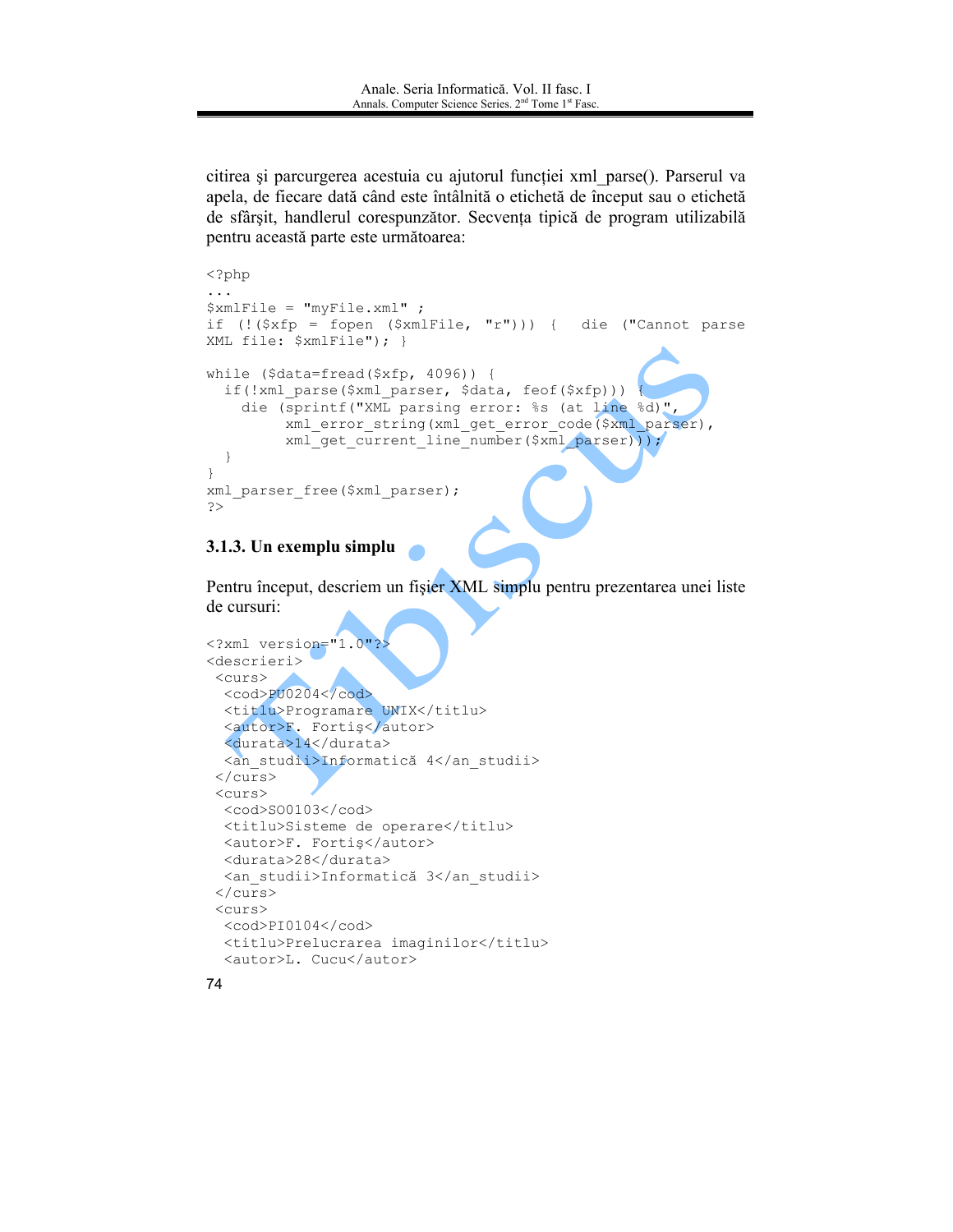citirea şi parcurgerea acestuia cu ajutorul funcţiei xml_parse(). Parserul va apela, de fiecare dată când este întâlnită o etichetă de început sau o etichetă de sfârşit, handlerul corespunzător. Secvenţa tipică de program utilizabilă pentru această parte este următoarea:

```
<?php
...
$xmlFile = "myFile.xml" ;
if (!($xfp = fopen ($xmlFile, "r"))) {  die ("Cannot parse
XML file: $xmlFile"); }

while ($data=fread($xfp, 4096)) {
  if(!xml_parse($xml_parser, $data, feof($xfp))) {
    die (sprintf("XML parsing error: %s (at line %d)",
         xml_error_string(xml_get_error_code($xml_parser),
         xml_get_current_line_number($xml_parser)));
  }
}
xml_parser_free($xml_parser);
?>
```

### 3.1.3. Un exemplu simplu

Pentru început, descriem un fişier XML simplu pentru prezentarea unei liste de cursuri:

```
<?xml version="1.0"?>
<descrieri>
 <curs>
  <cod>PU0204</cod>
  <titlu>Programare UNIX</titlu>
  <autor>F. Fortiş</autor>
  <durata>14</durata>
  <an_studii>Informatică 4</an_studii>
 </curs>
 <curs>
  <cod>SO0103</cod>
  <titlu>Sisteme de operare</titlu>
  <autor>F. Fortiş</autor>
  <durata>28</durata>
  <an_studii>Informatică 3</an_studii>
 </curs>
 <curs>
  <cod>PI0104</cod>
  <titlu>Prelucrarea imaginilor</titlu>
  <autor>L. Cucu</autor>
```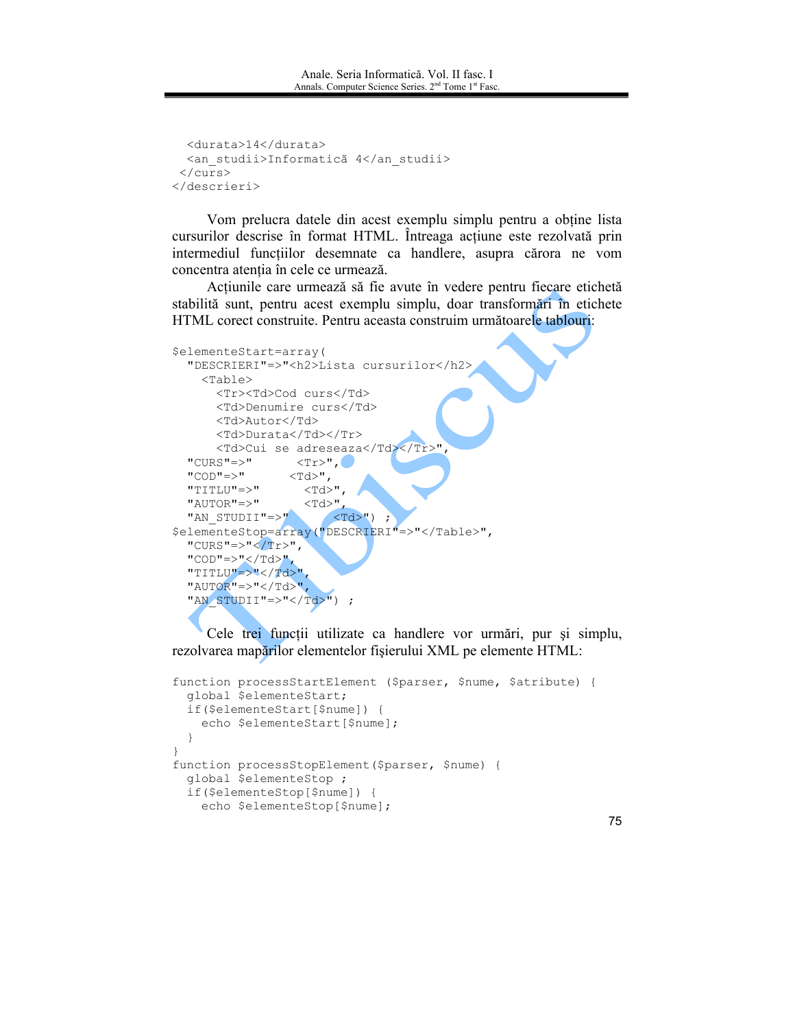```
  <durata>14</durata>
  <an_studii>Informatică 4</an_studii>
 </curs>
</descrieri>
```

Vom prelucra datele din acest exemplu simplu pentru a obține lista cursurilor descrise în format HTML. Întreaga acțiune este rezolvată prin intermediul funcțiilor desemnate ca handlere, asupra cărora ne vom concentra atenția în cele ce urmează.

Acțiunile care urmează să fie avute în vedere pentru fiecare etichetă stabilită sunt, pentru acest exemplu simplu, doar transformări în etichete HTML corect construite. Pentru aceasta construim următoarele tablouri:

```
$elementeStart=array(
  "DESCRIERI"=>"<h2>Lista cursurilor</h2>
    <Table>
      <Tr><Td>Cod curs</Td>
      <Td>Denumire curs</Td>
      <Td>Autor</Td>
      <Td>Durata</Td></Tr>
      <Td>Cui se adreseaza</Td></Tr>",
  "CURS"=>"      <Tr>",
  "COD"=>"      <Td>",
  "TITLU"=>"      <Td>",
  "AUTOR"=>"      <Td>",
  "AN_STUDII"=>"      <Td>") ;
$elementeStop=array("DESCRIERI"=>"</Table>",
  "CURS"=>"</Tr>",
  "COD"=>"</Td>",
  "TITLU"=>"</Td>",
  "AUTOR"=>"</Td>",
  "AN_STUDII"=>"</Td>") ;
```

Cele trei funcții utilizate ca handlere vor urmări, pur şi simplu, rezolvarea mapărilor elementelor fişierului XML pe elemente HTML:

```
function processStartElement ($parser, $nume, $atribute) {
  global $elementeStart;
  if($elementeStart[$nume]) {
    echo $elementeStart[$nume];
  }
}
function processStopElement($parser, $nume) {
  global $elementeStop ;
  if($elementeStop[$nume]) {
    echo $elementeStop[$nume];
```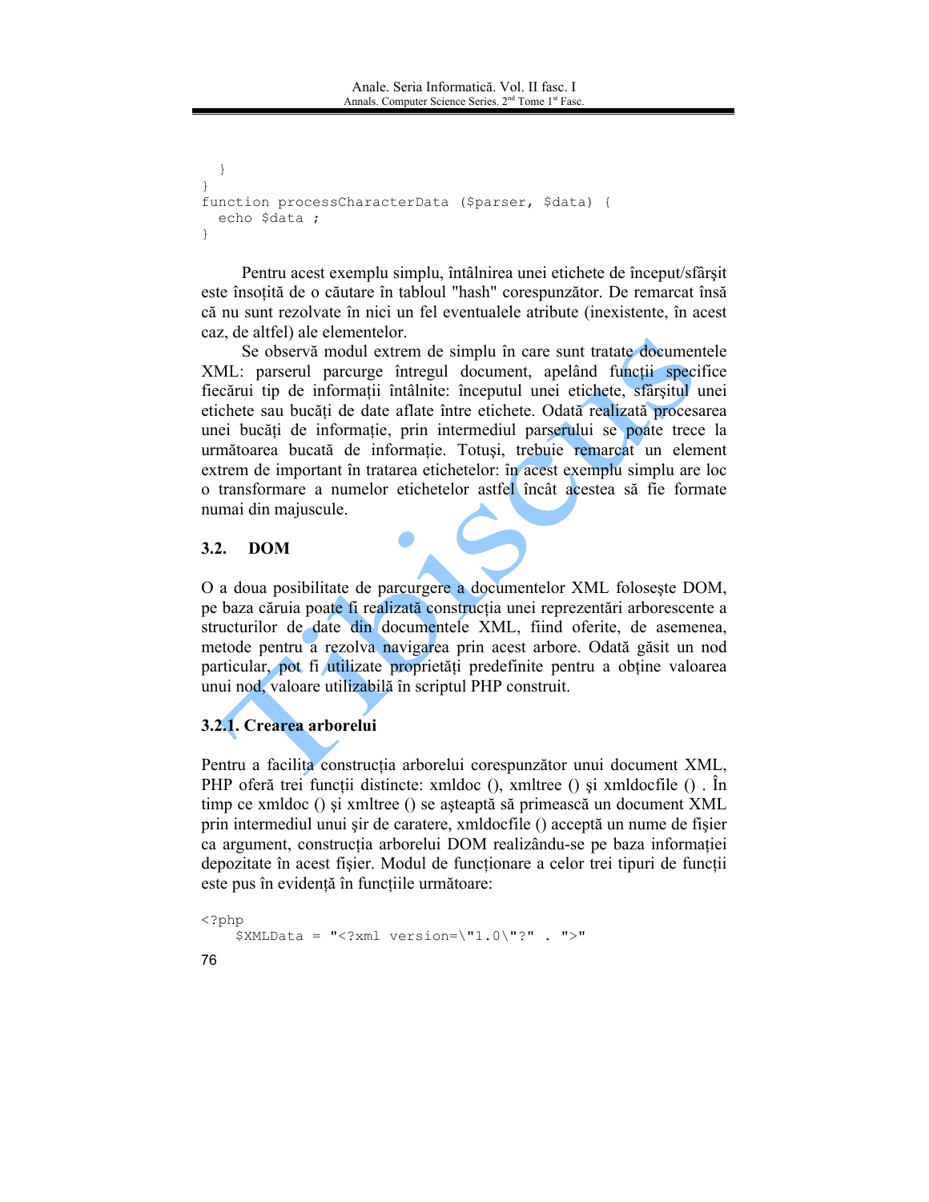```
  }
}
function processCharacterData ($parser, $data) {
  echo $data ;
}
```

Pentru acest exemplu simplu, întâlnirea unei etichete de început/sfârşit este însoţită de o căutare în tabloul "hash" corespunzător. De remarcat însă că nu sunt rezolvate în nici un fel eventualele atribute (inexistente, în acest caz, de altfel) ale elementelor.

Se observă modul extrem de simplu în care sunt tratate documentele XML: parserul parcurge întregul document, apelând funcţii specifice fiecărui tip de informaţii întâlnite: începutul unei etichete, sfârşitul unei etichete sau bucăţi de date aflate între etichete. Odată realizată procesarea unei bucăţi de informaţie, prin intermediul parserului se poate trece la următoarea bucată de informaţie. Totuşi, trebuie remarcat un element extrem de important în tratarea etichetelor: în acest exemplu simplu are loc o transformare a numelor etichetelor astfel încât acestea să fie formate numai din majuscule.

## 3.2. DOM

O a doua posibilitate de parcurgere a documentelor XML foloseşte DOM, pe baza căruia poate fi realizată construcţia unei reprezentări arborescente a structurilor de date din documentele XML, fiind oferite, de asemenea, metode pentru a rezolva navigarea prin acest arbore. Odată găsit un nod particular, pot fi utilizate proprietăţi predefinite pentru a obţine valoarea unui nod, valoare utilizabilă în scriptul PHP construit.

### 3.2.1. Crearea arborelui

Pentru a facilita construcţia arborelui corespunzător unui document XML, PHP oferă trei funcţii distincte: xmldoc (), xmltree () şi xmldocfile () . În timp ce xmldoc () şi xmltree () se aşteaptă să primească un document XML prin intermediul unui şir de caratere, xmldocfile () acceptă un nume de fişier ca argument, construcţia arborelui DOM realizându-se pe baza informaţiei depozitate în acest fişier. Modul de funcţionare a celor trei tipuri de funcţii este pus în evidenţă în funcţiile următoare:

```
<?php
    $XMLData = "<?xml version=\"1.0\"?" . ">"
```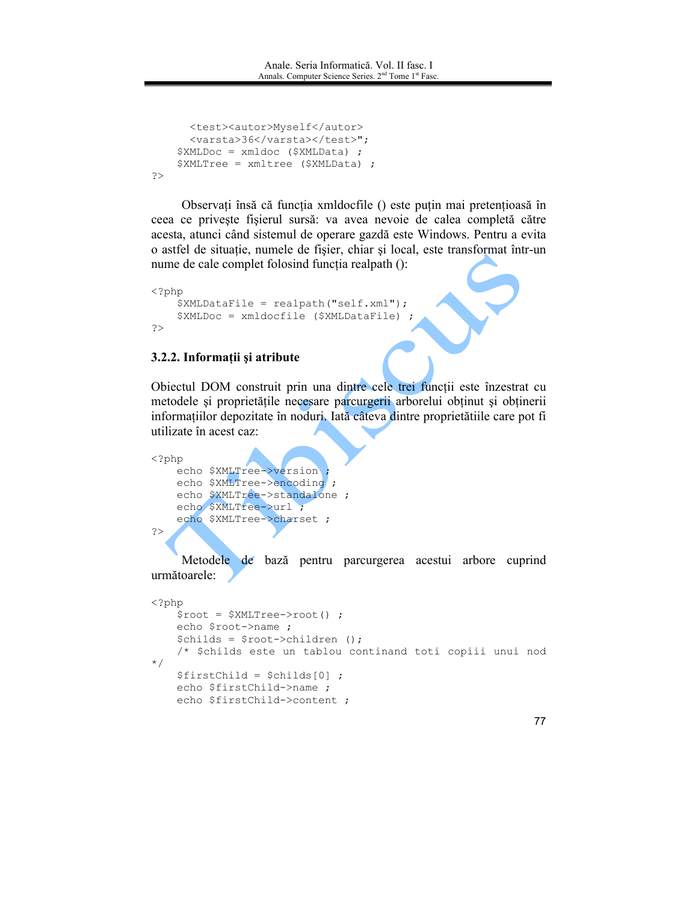```
    <test><autor>Myself</autor>
    <varsta>36</varsta></test>";
  $XMLDoc = xmldoc ($XMLData) ;
  $XMLTree = xmltree ($XMLData) ;
?>
```

Observați însă că funcția xmldocfile () este puțin mai pretențioasă în ceea ce privește fișierul sursă: va avea nevoie de calea completă către acesta, atunci când sistemul de operare gazdă este Windows. Pentru a evita o astfel de situație, numele de fișier, chiar și local, este transformat într-un nume de cale complet folosind funcția realpath ():

```
<?php
  $XMLDataFile = realpath("self.xml");
  $XMLDoc = xmldocfile ($XMLDataFile) ;
?>
```

### 3.2.2. Informații și atribute

Obiectul DOM construit prin una dintre cele trei funcții este înzestrat cu metodele și proprietățile necesare parcurgerii arborelui obținut și obținerii informațiilor depozitate în noduri. Iată câteva dintre proprietătiile care pot fi utilizate în acest caz:

```
<?php
  echo $XMLTree->version ;
  echo $XMLTree->encoding ;
  echo $XMLTree->standalone ;
  echo $XMLTree->url ;
  echo $XMLTree->charset ;
?>
```

Metodele de bază pentru parcurgerea acestui arbore cuprind următoarele:

```
<?php
  $root = $XMLTree->root() ;
  echo $root->name ;
  $childs = $root->children ();
  /* $childs este un tablou continand toti copiii unui nod
*/
  $firstChild = $childs[0] ;
  echo $firstChild->name ;
  echo $firstChild->content ;
```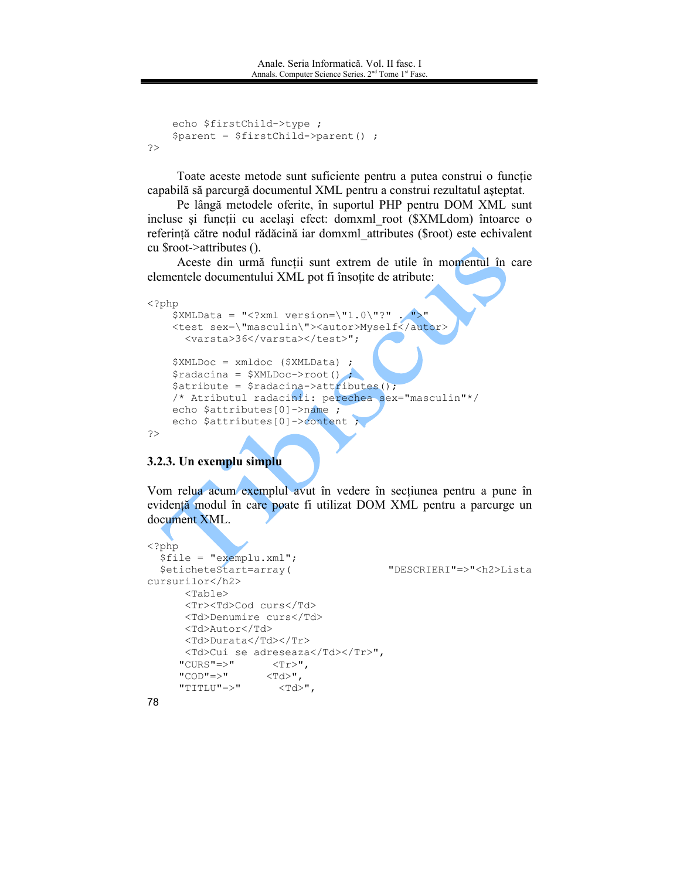```
    echo $firstChild->type ;
    $parent = $firstChild->parent() ;
?>
```

Toate aceste metode sunt suficiente pentru a putea construi o funcție capabilă să parcurgă documentul XML pentru a construi rezultatul așteptat.

Pe lângă metodele oferite, în suportul PHP pentru DOM XML sunt incluse și funcții cu același efect: domxml_root ($XMLdom) întoarce o referință către nodul rădăcină iar domxml_attributes ($root) este echivalent cu $root->attributes ().

Aceste din urmă funcții sunt extrem de utile în momentul în care elementele documentului XML pot fi însoțite de atribute:

```
<?php
    $XMLData = "<?xml version=\"1.0\"?" . ">"
    <test sex=\"masculin\"><autor>Myself</autor>
      <varsta>36</varsta></test>";

    $XMLDoc = xmldoc ($XMLData) ;
    $radacina = $XMLDoc->root() ;
    $atribute = $radacina->attributes();
    /* Atributul radacinii: perechea sex="masculin"*/
    echo $attributes[0]->name ;
    echo $attributes[0]->content ;
?>
```

### 3.2.3. Un exemplu simplu

Vom relua acum exemplul avut în vedere în secțiunea pentru a pune în evidență modul în care poate fi utilizat DOM XML pentru a parcurge un document XML.

```
<?php
  $file = "exemplu.xml";
  $eticheteStart=array(               "DESCRIERI"=>"<h2>Lista
cursurilor</h2>
      <Table>
      <Tr><Td>Cod curs</Td>
      <Td>Denumire curs</Td>
      <Td>Autor</Td>
      <Td>Durata</Td></Tr>
      <Td>Cui se adreseaza</Td></Tr>",
     "CURS"=>"      <Tr>",
     "COD"=>"      <Td>",
     "TITLU"=>"      <Td>",
```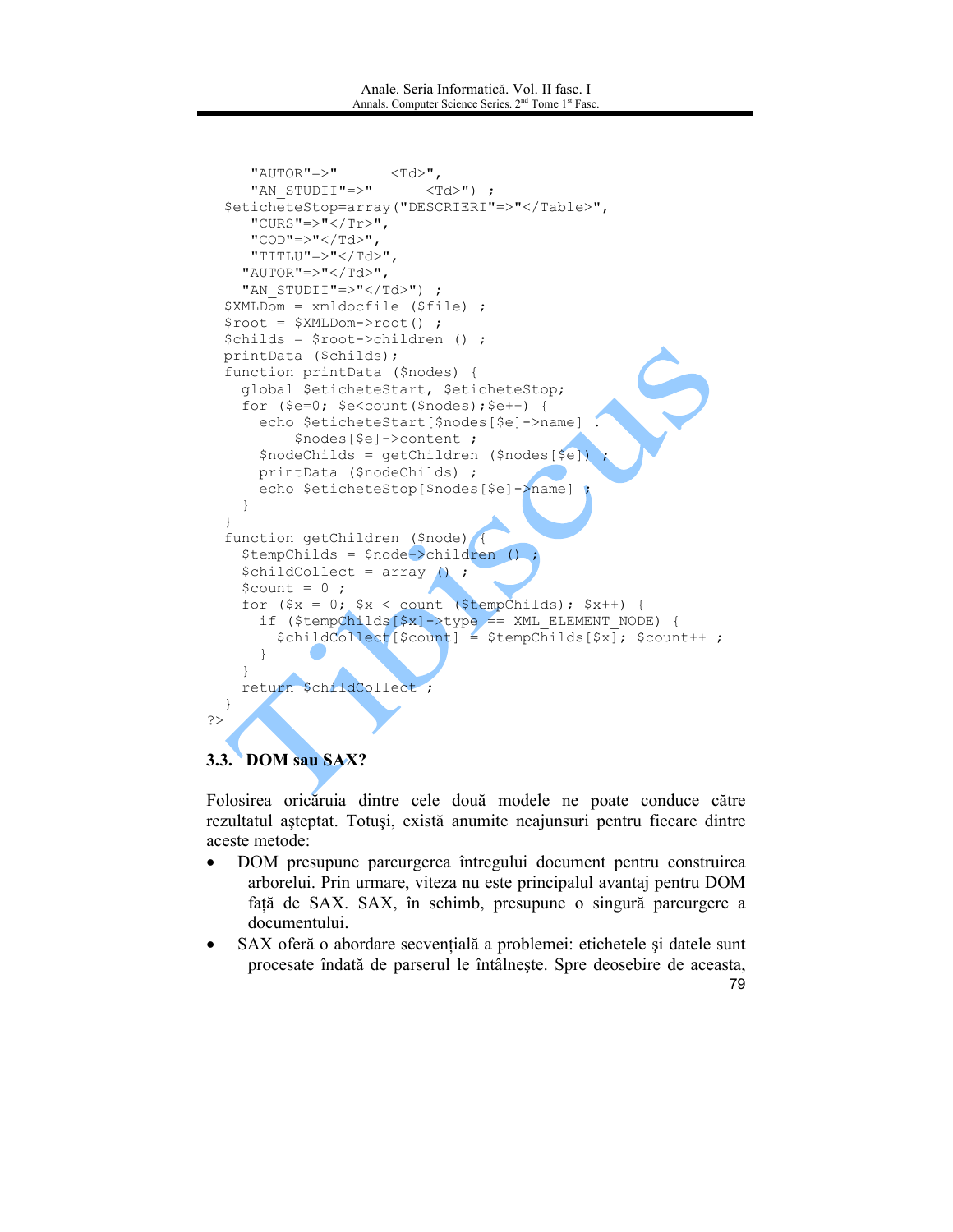```
    "AUTOR"=>"      <Td>",
    "AN_STUDII"=>"      <Td>") ;
  $eticheteStop=array("DESCRIERI"=>"</Table>",
    "CURS"=>"</Tr>",
    "COD"=>"</Td>",
    "TITLU"=>"</Td>",
   "AUTOR"=>"</Td>",
   "AN_STUDII"=>"</Td>") ;
  $XMLDom = xmldocfile ($file) ;
  $root = $XMLDom->root() ;
  $childs = $root->children () ;
  printData ($childs);
  function printData ($nodes) {
    global $eticheteStart, $eticheteStop;
    for ($e=0; $e<count($nodes);$e++) {
      echo $eticheteStart[$nodes[$e]->name] .
          $nodes[$e]->content ;
      $nodeChilds = getChildren ($nodes[$e]) ;
      printData ($nodeChilds) ;
      echo $eticheteStop[$nodes[$e]->name] ;
    }
  }
  function getChildren ($node) {
    $tempChilds = $node->children () ;
    $childCollect = array () ;
    $count = 0 ;
    for ($x = 0; $x < count ($tempChilds); $x++) {
      if ($tempChilds[$x]->type == XML_ELEMENT_NODE) {
        $childCollect[$count] = $tempChilds[$x]; $count++ ;
      }
    }
    return $childCollect ;
  }
?>
```

### 3.3. DOM sau SAX?

Folosirea oricăruia dintre cele două modele ne poate conduce către rezultatul aşteptat. Totuşi, există anumite neajunsuri pentru fiecare dintre aceste metode:

- DOM presupune parcurgerea întregului document pentru construirea arborelui. Prin urmare, viteza nu este principalul avantaj pentru DOM faţă de SAX. SAX, în schimb, presupune o singură parcurgere a documentului.
- SAX oferă o abordare secvenţială a problemei: etichetele şi datele sunt procesate îndată de parserul le întâlneşte. Spre deosebire de aceasta,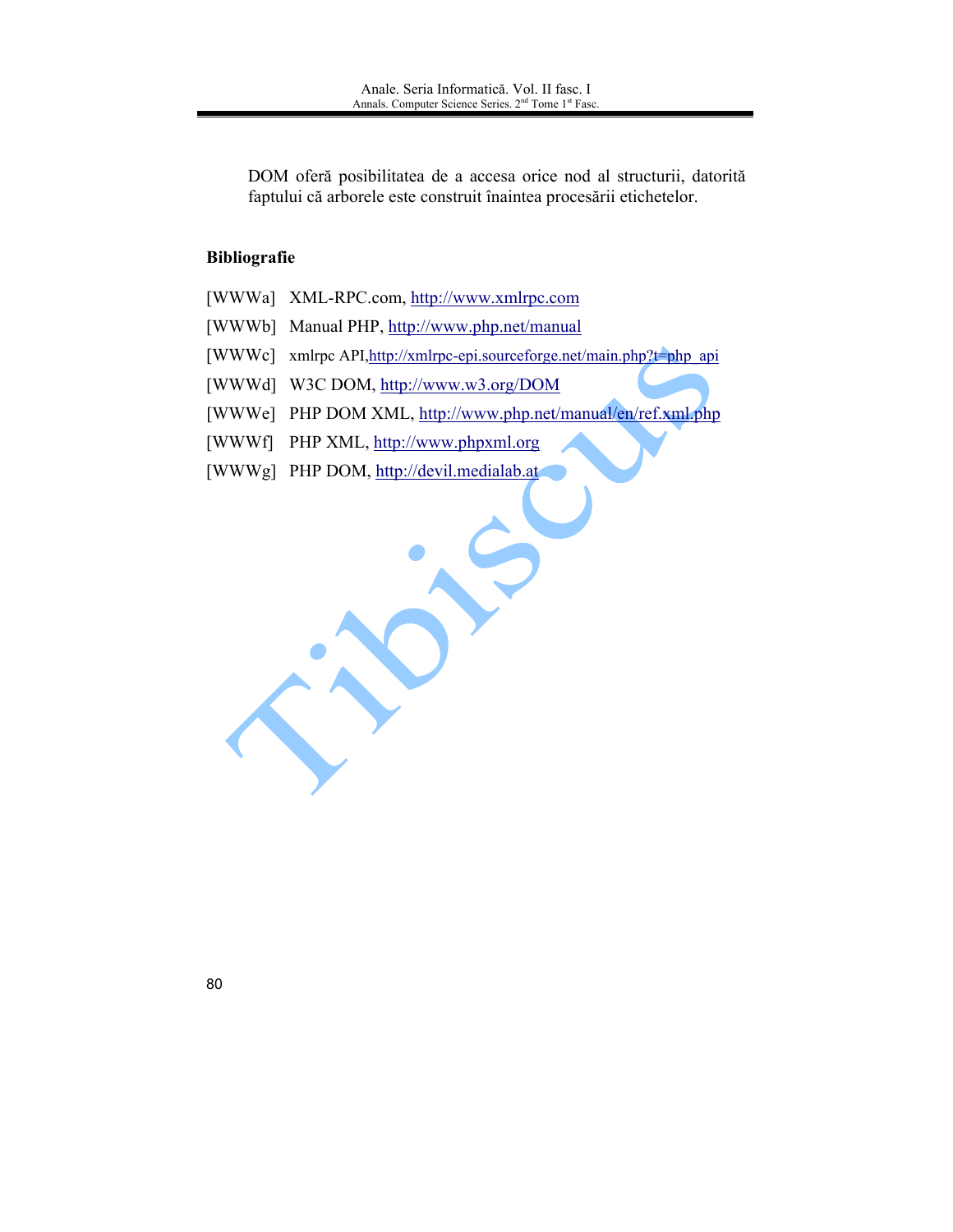DOM oferă posibilitatea de a accesa orice nod al structurii, datorită faptului că arborele este construit înaintea procesării etichetelor.

**Bibliografie**

[WWWa] XML-RPC.com, http://www.xmlrpc.com

[WWWb] Manual PHP, http://www.php.net/manual

[WWWc] xmlrpc API, http://xmlrpc-epi.sourceforge.net/main.php?t=php_api

[WWWd] W3C DOM, http://www.w3.org/DOM

[WWWe] PHP DOM XML, http://www.php.net/manual/en/ref.xml.php

[WWWf] PHP XML, http://www.phpxml.org

[WWWg] PHP DOM, http://devil.medialab.at